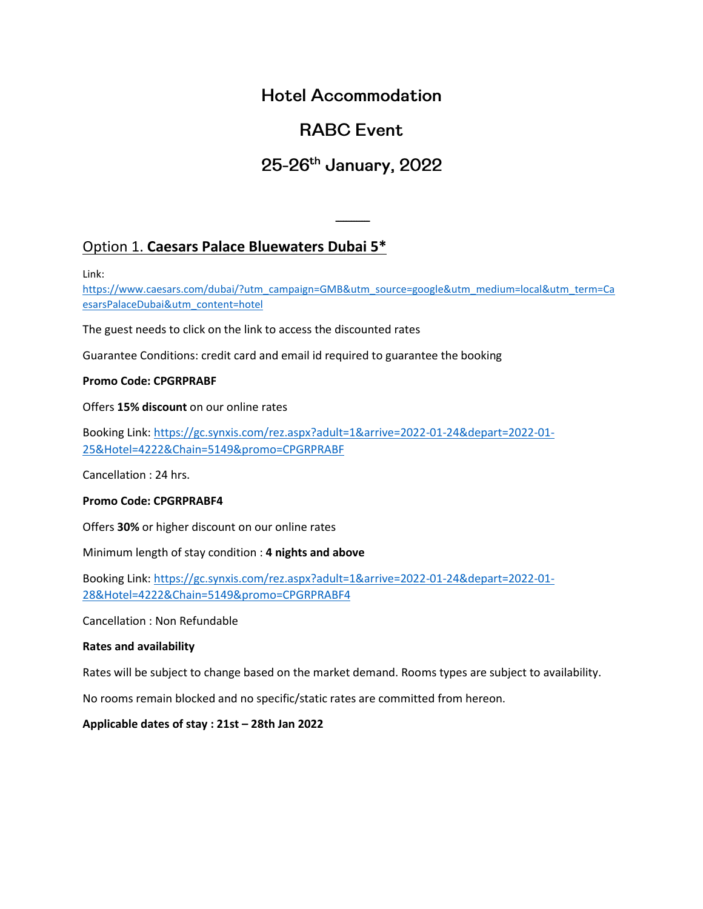# Hotel Accommodation

# RABC Event

# 25-26th January, 2022

---

## Option 1. **Caesars Palace Bluewaters Dubai 5***

Link:
https://www.caesars.com/dubai/?utm_campaign=GMB&utm_source=google&utm_medium=local&utm_term=CaesarsPalaceDubai&utm_content=hotel

The guest needs to click on the link to access the discounted rates

Guarantee Conditions: credit card and email id required to guarantee the booking

**Promo Code: CPGRPRABF**

Offers **15% discount** on our online rates

Booking Link: https://gc.synxis.com/rez.aspx?adult=1&arrive=2022-01-24&depart=2022-01-25&Hotel=4222&Chain=5149&promo=CPGRPRABF

Cancellation : 24 hrs.

**Promo Code: CPGRPRABF4**

Offers **30%** or higher discount on our online rates

Minimum length of stay condition : **4 nights and above**

Booking Link: https://gc.synxis.com/rez.aspx?adult=1&arrive=2022-01-24&depart=2022-01-28&Hotel=4222&Chain=5149&promo=CPGRPRABF4

Cancellation : Non Refundable

**Rates and availability**

Rates will be subject to change based on the market demand. Rooms types are subject to availability.

No rooms remain blocked and no specific/static rates are committed from hereon.

**Applicable dates of stay : 21st – 28th Jan 2022**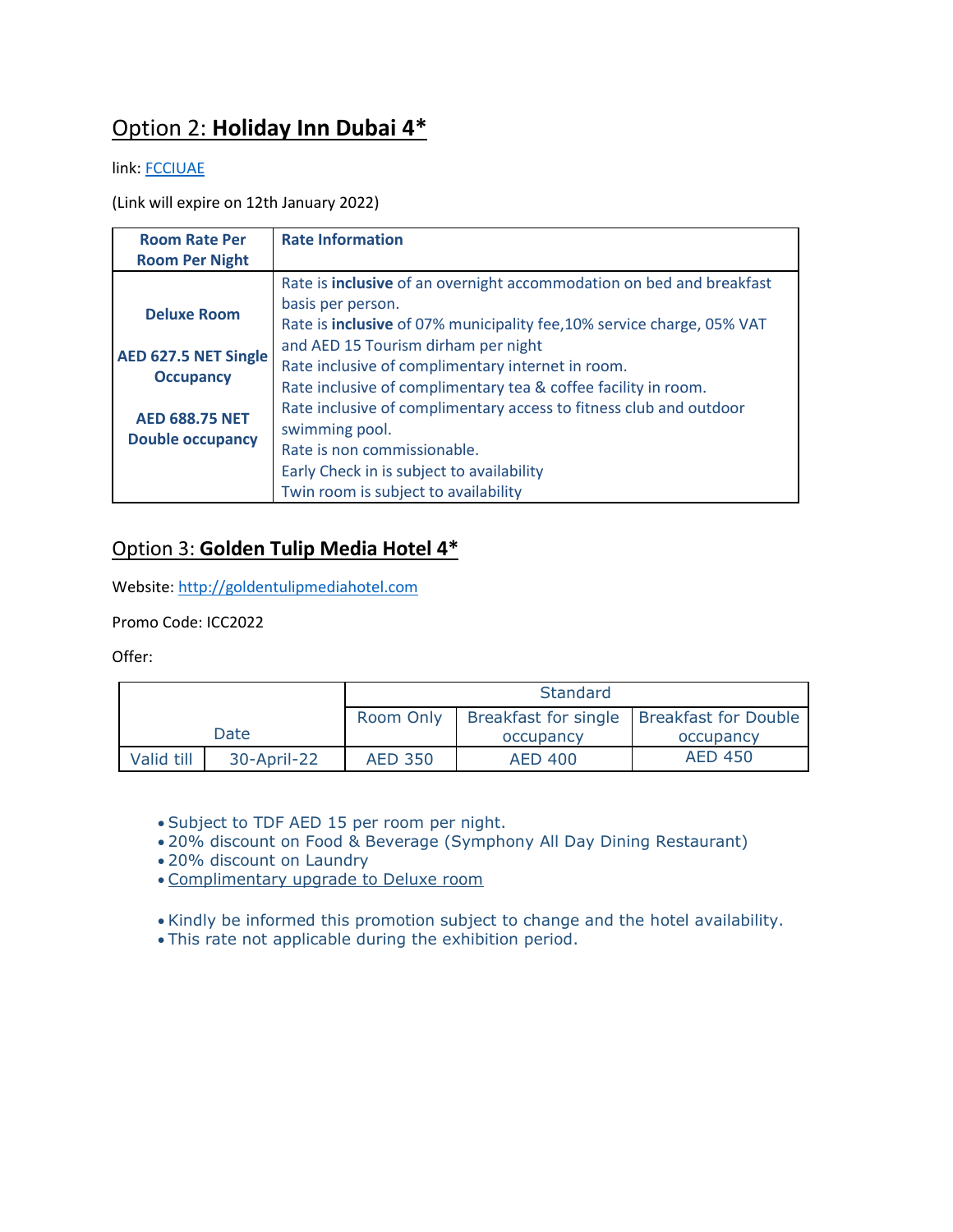## Option 2: **Holiday Inn Dubai 4***

link: [FCCIUAE](FCCIUAE)

(Link will expire on 12th January 2022)

| Room Rate Per Room Per Night | Rate Information |
|---|---|
| **Deluxe Room**<br><br>**AED 627.5 NET Single Occupancy**<br><br>**AED 688.75 NET Double occupancy** | Rate is **inclusive** of an overnight accommodation on bed and breakfast basis per person.<br>Rate is **inclusive** of 07% municipality fee,10% service charge, 05% VAT and AED 15 Tourism dirham per night<br>Rate inclusive of complimentary internet in room.<br>Rate inclusive of complimentary tea & coffee facility in room.<br>Rate inclusive of complimentary access to fitness club and outdoor swimming pool.<br>Rate is non commissionable.<br>Early Check in is subject to availability<br>Twin room is subject to availability |

## Option 3: **Golden Tulip Media Hotel 4***

Website: http://goldentulipmediahotel.com

Promo Code: ICC2022

Offer:

| Date | | Standard | | |
|---|---|---|---|---|
| | | Room Only | Breakfast for single occupancy | Breakfast for Double occupancy |
| Valid till | 30-April-22 | AED 350 | AED 400 | AED 450 |

- Subject to TDF AED 15 per room per night.
- 20% discount on Food & Beverage (Symphony All Day Dining Restaurant)
- 20% discount on Laundry
- Complimentary upgrade to Deluxe room

- Kindly be informed this promotion subject to change and the hotel availability.
- This rate not applicable during the exhibition period.